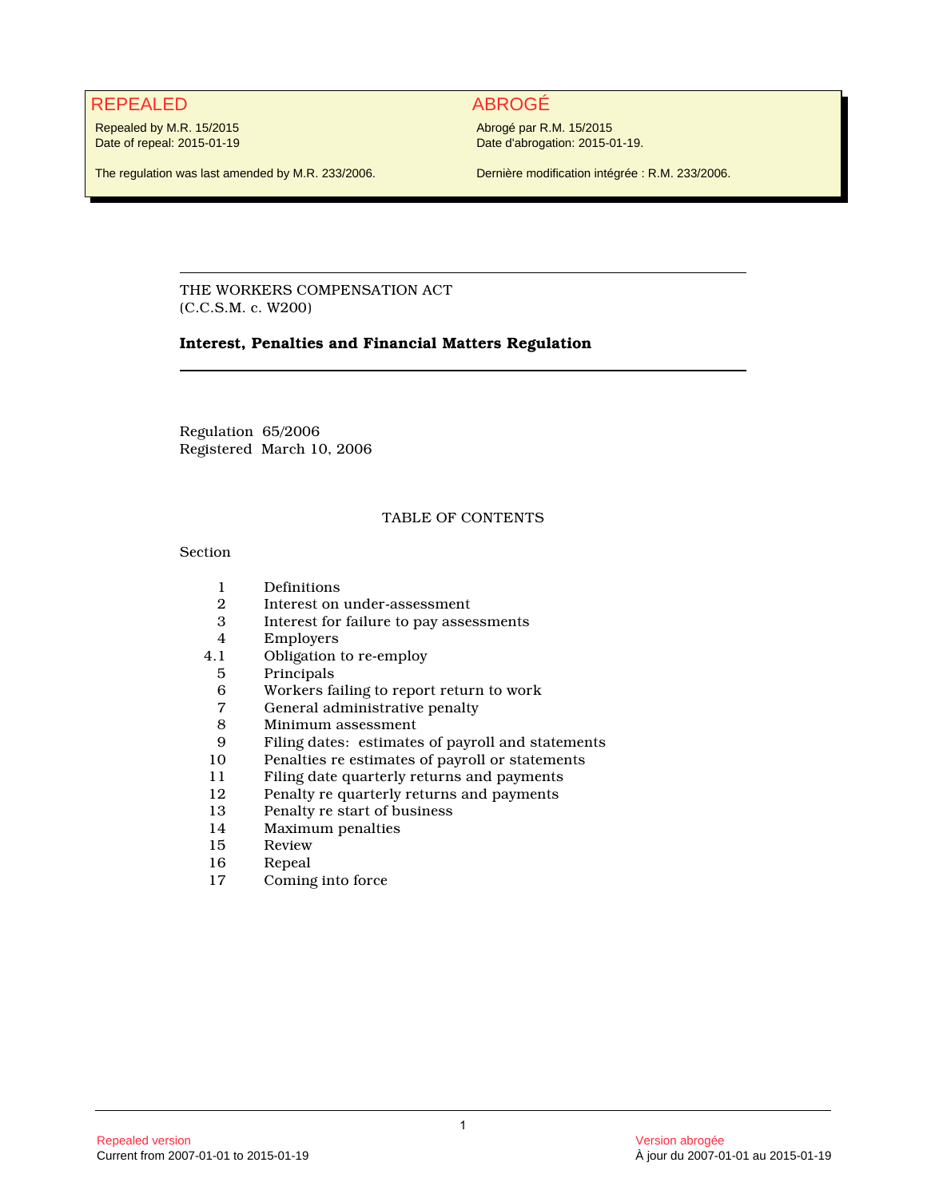REPEALED

Repealed by M.R. 15/2015
Date of repeal: 2015-01-19

The regulation was last amended by M.R. 233/2006.

ABROGÉ

Abrogé par R.M. 15/2015
Date d'abrogation: 2015-01-19.

Dernière modification intégrée : R.M. 233/2006.

---

THE WORKERS COMPENSATION ACT
(C.C.S.M. c. W200)

**Interest, Penalties and Financial Matters Regulation**

---

Regulation 65/2006
Registered March 10, 2006

TABLE OF CONTENTS

Section

| | |
|---|---|
| 1 | Definitions |
| 2 | Interest on under-assessment |
| 3 | Interest for failure to pay assessments |
| 4 | Employers |
| 4.1 | Obligation to re-employ |
| 5 | Principals |
| 6 | Workers failing to report return to work |
| 7 | General administrative penalty |
| 8 | Minimum assessment |
| 9 | Filing dates: estimates of payroll and statements |
| 10 | Penalties re estimates of payroll or statements |
| 11 | Filing date quarterly returns and payments |
| 12 | Penalty re quarterly returns and payments |
| 13 | Penalty re start of business |
| 14 | Maximum penalties |
| 15 | Review |
| 16 | Repeal |
| 17 | Coming into force |

Repealed version
Current from 2007-01-01 to 2015-01-19

Version abrogée
À jour du 2007-01-01 au 2015-01-19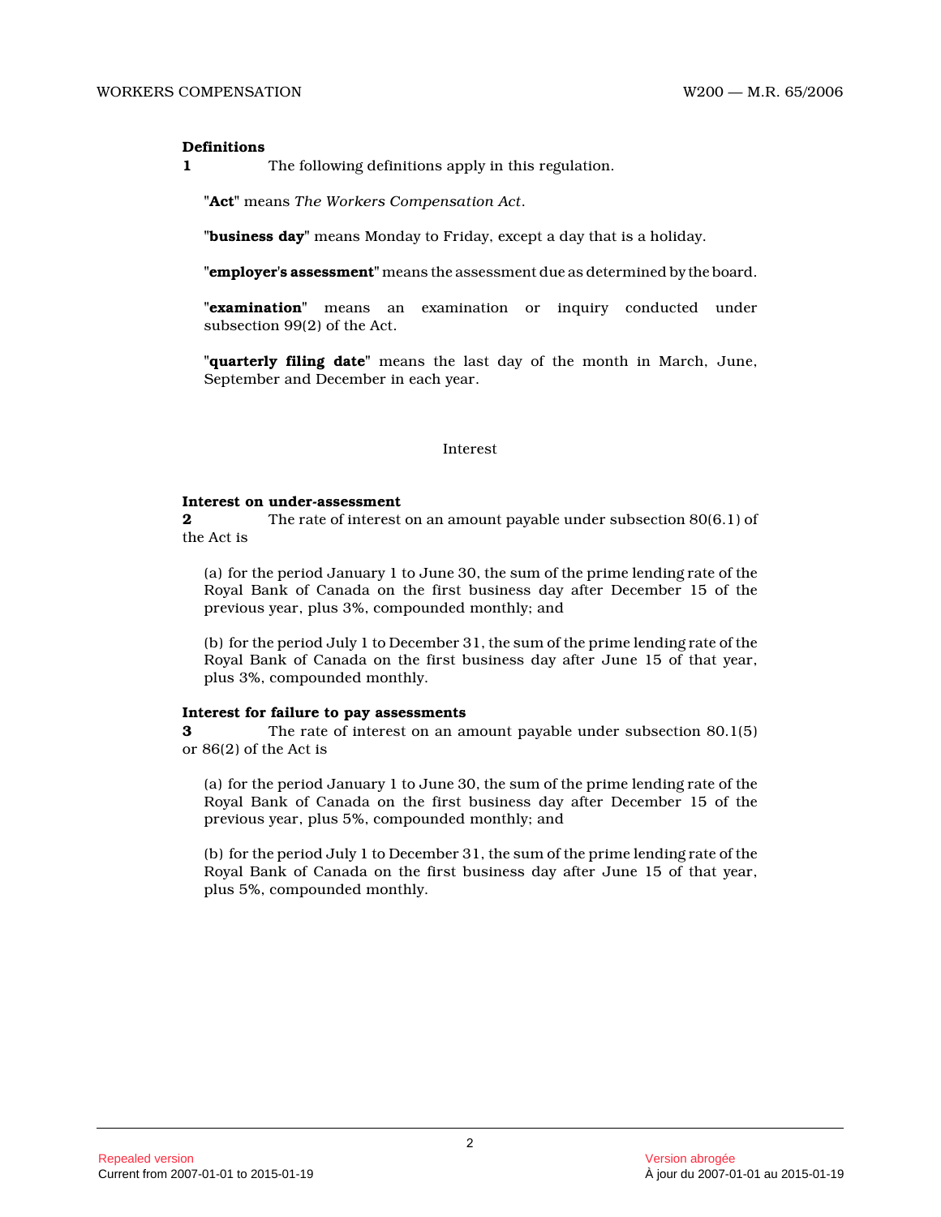**Definitions**

**1** The following definitions apply in this regulation.

"**Act**" means *The Workers Compensation Act*.

"**business day**" means Monday to Friday, except a day that is a holiday.

"**employer's assessment**" means the assessment due as determined by the board.

"**examination**" means an examination or inquiry conducted under subsection 99(2) of the Act.

"**quarterly filing date**" means the last day of the month in March, June, September and December in each year.

Interest

**Interest on under-assessment**

**2** The rate of interest on an amount payable under subsection 80(6.1) of the Act is

(a) for the period January 1 to June 30, the sum of the prime lending rate of the Royal Bank of Canada on the first business day after December 15 of the previous year, plus 3%, compounded monthly; and

(b) for the period July 1 to December 31, the sum of the prime lending rate of the Royal Bank of Canada on the first business day after June 15 of that year, plus 3%, compounded monthly.

**Interest for failure to pay assessments**

**3** The rate of interest on an amount payable under subsection 80.1(5) or 86(2) of the Act is

(a) for the period January 1 to June 30, the sum of the prime lending rate of the Royal Bank of Canada on the first business day after December 15 of the previous year, plus 5%, compounded monthly; and

(b) for the period July 1 to December 31, the sum of the prime lending rate of the Royal Bank of Canada on the first business day after June 15 of that year, plus 5%, compounded monthly.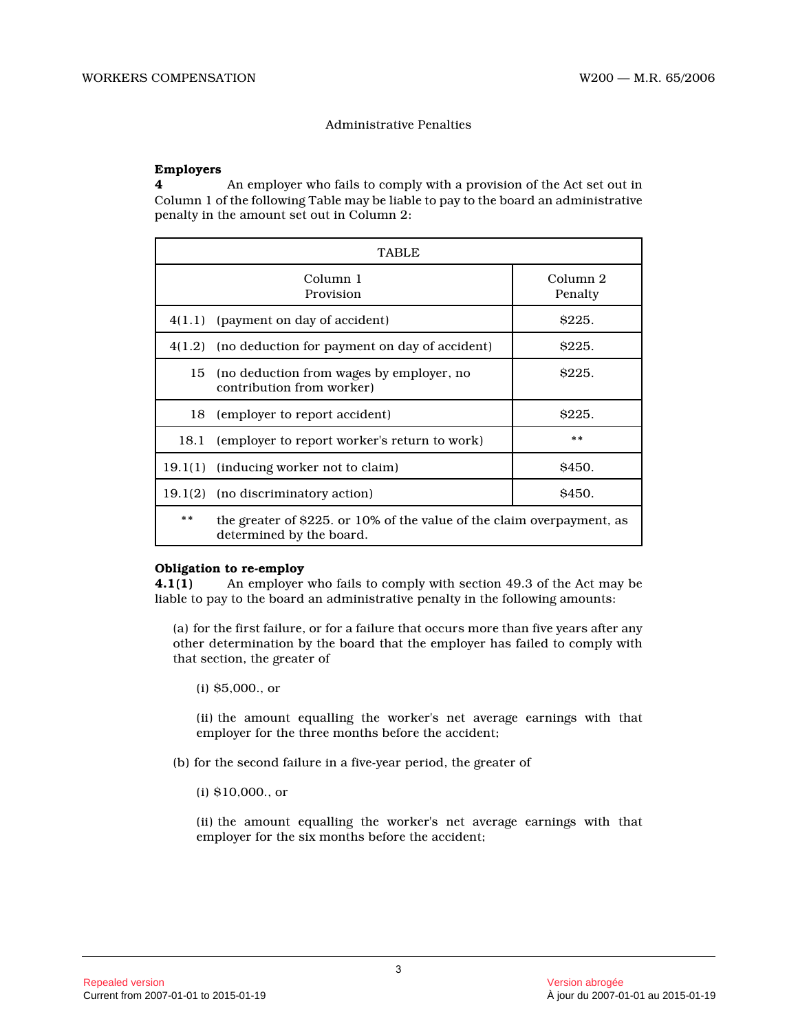## Administrative Penalties

**Employers**

**4** An employer who fails to comply with a provision of the Act set out in Column 1 of the following Table may be liable to pay to the board an administrative penalty in the amount set out in Column 2:

| TABLE | | |
|---|---|---|
| Column 1 Provision | | Column 2 Penalty |
| 4(1.1) | (payment on day of accident) | $225. |
| 4(1.2) | (no deduction for payment on day of accident) | $225. |
| 15 | (no deduction from wages by employer, no contribution from worker) | $225. |
| 18 | (employer to report accident) | $225. |
| 18.1 | (employer to report worker's return to work) | ** |
| 19.1(1) | (inducing worker not to claim) | $450. |
| 19.1(2) | (no discriminatory action) | $450. |
| ** | the greater of $225. or 10% of the value of the claim overpayment, as determined by the board. | |

**Obligation to re-employ**

**4.1(1)** An employer who fails to comply with section 49.3 of the Act may be liable to pay to the board an administrative penalty in the following amounts:

(a) for the first failure, or for a failure that occurs more than five years after any other determination by the board that the employer has failed to comply with that section, the greater of

(i) $5,000., or

(ii) the amount equalling the worker's net average earnings with that employer for the three months before the accident;

(b) for the second failure in a five-year period, the greater of

(i) $10,000., or

(ii) the amount equalling the worker's net average earnings with that employer for the six months before the accident;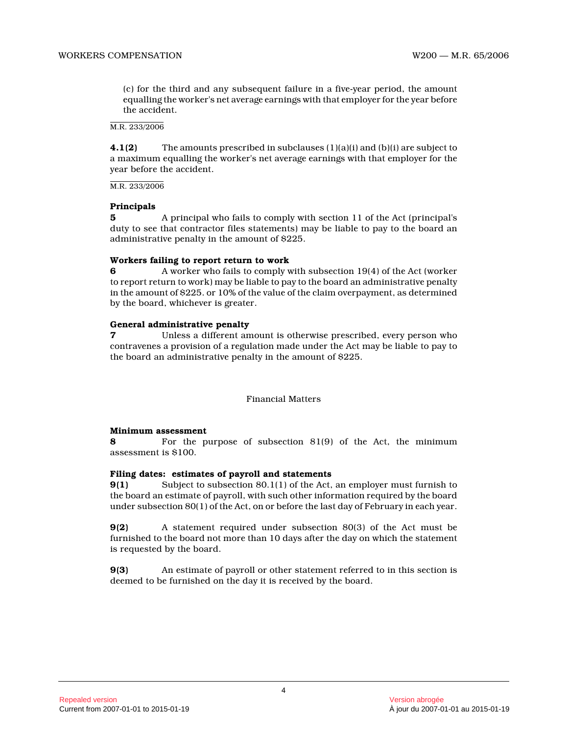(c) for the third and any subsequent failure in a five-year period, the amount equalling the worker's net average earnings with that employer for the year before the accident.

M.R. 233/2006

**4.1(2)** The amounts prescribed in subclauses (1)(a)(i) and (b)(i) are subject to a maximum equalling the worker's net average earnings with that employer for the year before the accident.

M.R. 233/2006

**Principals**

**5** A principal who fails to comply with section 11 of the Act (principal's duty to see that contractor files statements) may be liable to pay to the board an administrative penalty in the amount of $225.

**Workers failing to report return to work**

**6** A worker who fails to comply with subsection 19(4) of the Act (worker to report return to work) may be liable to pay to the board an administrative penalty in the amount of $225. or 10% of the value of the claim overpayment, as determined by the board, whichever is greater.

**General administrative penalty**

**7** Unless a different amount is otherwise prescribed, every person who contravenes a provision of a regulation made under the Act may be liable to pay to the board an administrative penalty in the amount of $225.

## Financial Matters

**Minimum assessment**

**8** For the purpose of subsection 81(9) of the Act, the minimum assessment is $100.

**Filing dates: estimates of payroll and statements**

**9(1)** Subject to subsection 80.1(1) of the Act, an employer must furnish to the board an estimate of payroll, with such other information required by the board under subsection 80(1) of the Act, on or before the last day of February in each year.

**9(2)** A statement required under subsection 80(3) of the Act must be furnished to the board not more than 10 days after the day on which the statement is requested by the board.

**9(3)** An estimate of payroll or other statement referred to in this section is deemed to be furnished on the day it is received by the board.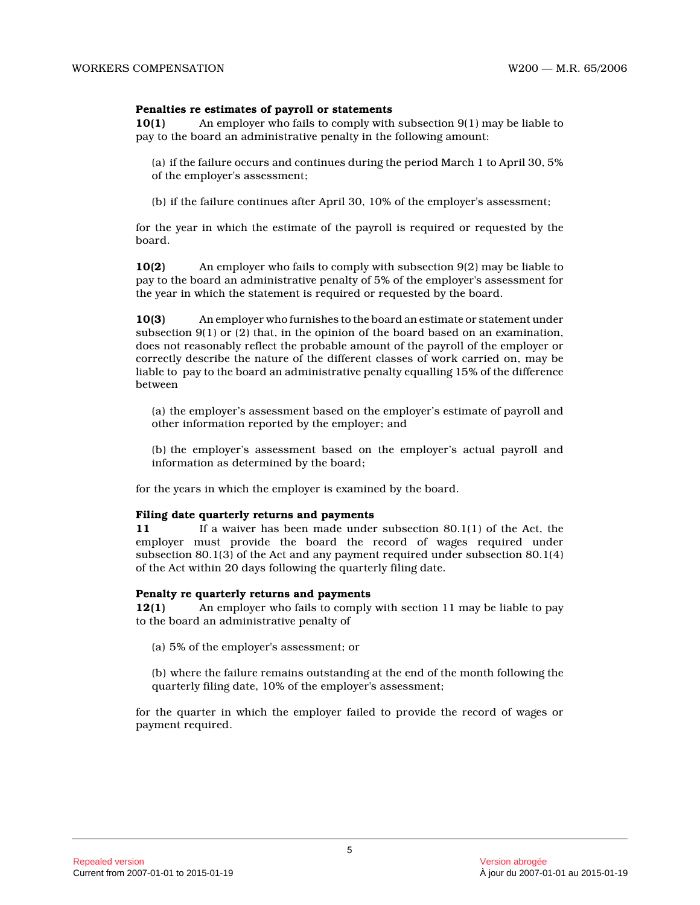**Penalties re estimates of payroll or statements**

**10(1)** An employer who fails to comply with subsection 9(1) may be liable to pay to the board an administrative penalty in the following amount:

(a) if the failure occurs and continues during the period March 1 to April 30, 5% of the employer's assessment;

(b) if the failure continues after April 30, 10% of the employer's assessment;

for the year in which the estimate of the payroll is required or requested by the board.

**10(2)** An employer who fails to comply with subsection 9(2) may be liable to pay to the board an administrative penalty of 5% of the employer's assessment for the year in which the statement is required or requested by the board.

**10(3)** An employer who furnishes to the board an estimate or statement under subsection 9(1) or (2) that, in the opinion of the board based on an examination, does not reasonably reflect the probable amount of the payroll of the employer or correctly describe the nature of the different classes of work carried on, may be liable to pay to the board an administrative penalty equalling 15% of the difference between

(a) the employer's assessment based on the employer's estimate of payroll and other information reported by the employer; and

(b) the employer's assessment based on the employer's actual payroll and information as determined by the board;

for the years in which the employer is examined by the board.

**Filing date quarterly returns and payments**

**11** If a waiver has been made under subsection 80.1(1) of the Act, the employer must provide the board the record of wages required under subsection 80.1(3) of the Act and any payment required under subsection 80.1(4) of the Act within 20 days following the quarterly filing date.

**Penalty re quarterly returns and payments**

**12(1)** An employer who fails to comply with section 11 may be liable to pay to the board an administrative penalty of

(a) 5% of the employer's assessment; or

(b) where the failure remains outstanding at the end of the month following the quarterly filing date, 10% of the employer's assessment;

for the quarter in which the employer failed to provide the record of wages or payment required.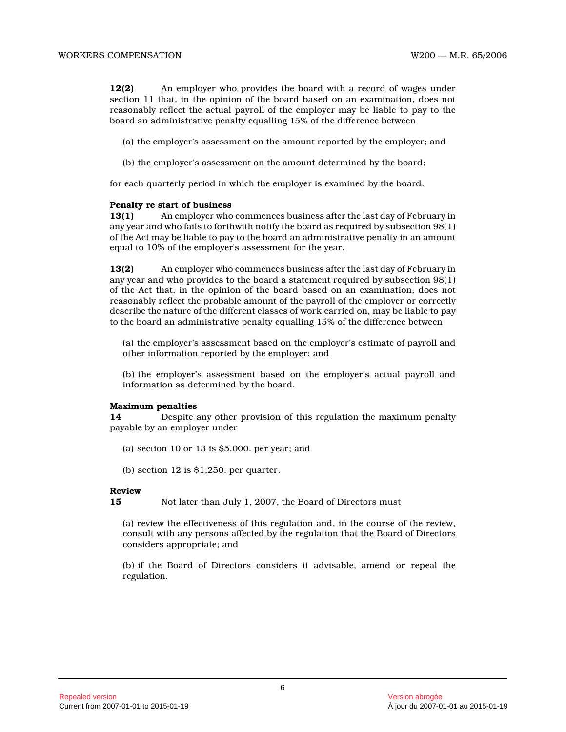**12(2)** An employer who provides the board with a record of wages under section 11 that, in the opinion of the board based on an examination, does not reasonably reflect the actual payroll of the employer may be liable to pay to the board an administrative penalty equalling 15% of the difference between

(a) the employer's assessment on the amount reported by the employer; and

(b) the employer's assessment on the amount determined by the board;

for each quarterly period in which the employer is examined by the board.

**Penalty re start of business**

**13(1)** An employer who commences business after the last day of February in any year and who fails to forthwith notify the board as required by subsection 98(1) of the Act may be liable to pay to the board an administrative penalty in an amount equal to 10% of the employer's assessment for the year.

**13(2)** An employer who commences business after the last day of February in any year and who provides to the board a statement required by subsection 98(1) of the Act that, in the opinion of the board based on an examination, does not reasonably reflect the probable amount of the payroll of the employer or correctly describe the nature of the different classes of work carried on, may be liable to pay to the board an administrative penalty equalling 15% of the difference between

(a) the employer's assessment based on the employer's estimate of payroll and other information reported by the employer; and

(b) the employer's assessment based on the employer's actual payroll and information as determined by the board.

**Maximum penalties**

**14** Despite any other provision of this regulation the maximum penalty payable by an employer under

(a) section 10 or 13 is $5,000. per year; and

(b) section 12 is $1,250. per quarter.

**Review**

**15** Not later than July 1, 2007, the Board of Directors must

(a) review the effectiveness of this regulation and, in the course of the review, consult with any persons affected by the regulation that the Board of Directors considers appropriate; and

(b) if the Board of Directors considers it advisable, amend or repeal the regulation.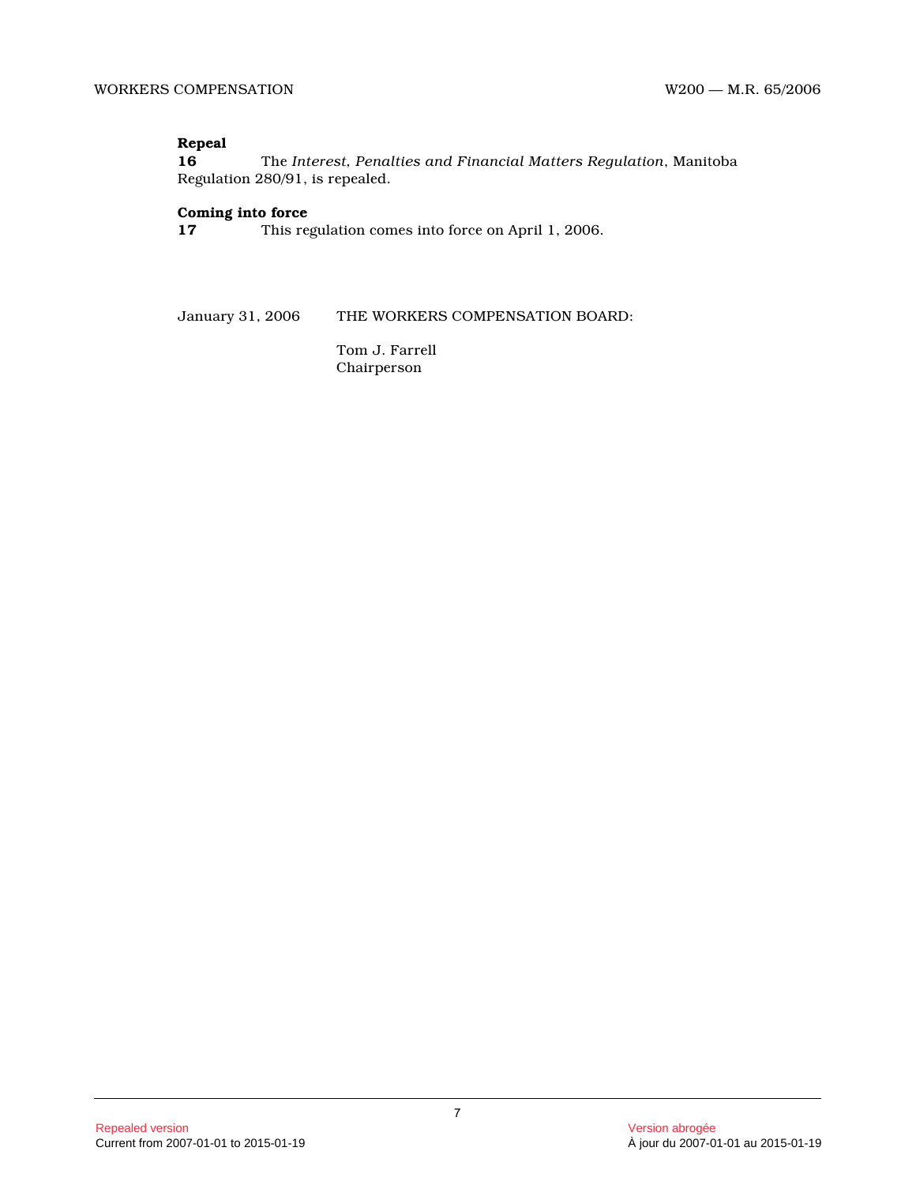**Repeal**

**16** The *Interest, Penalties and Financial Matters Regulation*, Manitoba Regulation 280/91, is repealed.

**Coming into force**

**17** This regulation comes into force on April 1, 2006.

January 31, 2006 THE WORKERS COMPENSATION BOARD:

Tom J. Farrell
Chairperson